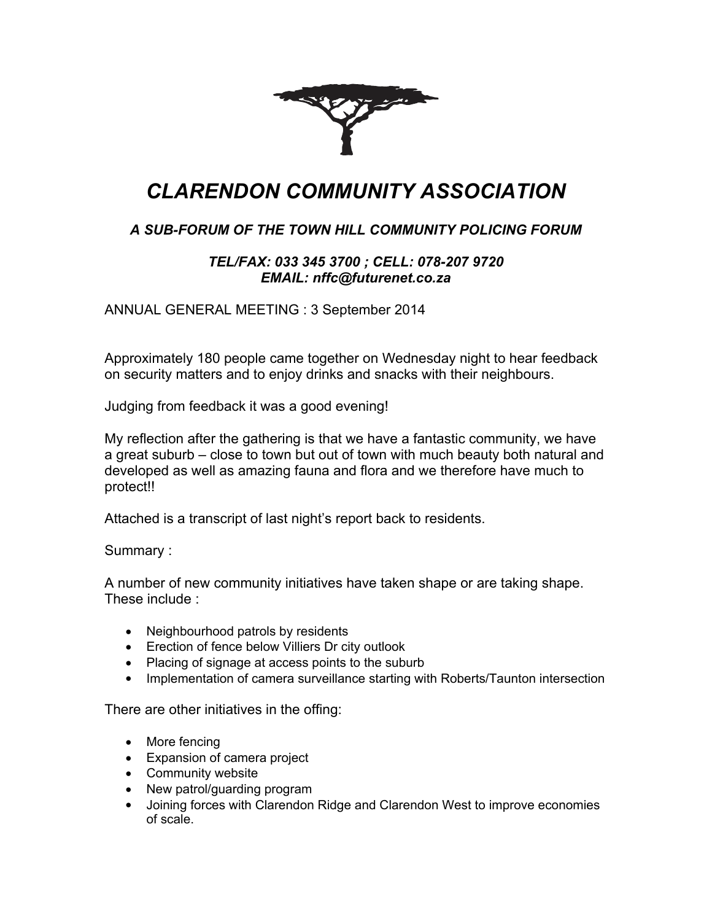# *CLARENDON COMMUNITY ASSOCIATION*

### *A SUB-FORUM OF THE TOWN HILL COMMUNITY POLICING FORUM*

***TEL/FAX: 033 345 3700 ; CELL: 078-207 9720***
***EMAIL: nffc@futurenet.co.za***

ANNUAL GENERAL MEETING : 3 September 2014

Approximately 180 people came together on Wednesday night to hear feedback on security matters and to enjoy drinks and snacks with their neighbours.

Judging from feedback it was a good evening!

My reflection after the gathering is that we have a fantastic community, we have a great suburb – close to town but out of town with much beauty both natural and developed as well as amazing fauna and flora and we therefore have much to protect!!

Attached is a transcript of last night's report back to residents.

Summary :

A number of new community initiatives have taken shape or are taking shape. These include :

- Neighbourhood patrols by residents
- Erection of fence below Villiers Dr city outlook
- Placing of signage at access points to the suburb
- Implementation of camera surveillance starting with Roberts/Taunton intersection

There are other initiatives in the offing:

- More fencing
- Expansion of camera project
- Community website
- New patrol/guarding program
- Joining forces with Clarendon Ridge and Clarendon West to improve economies of scale.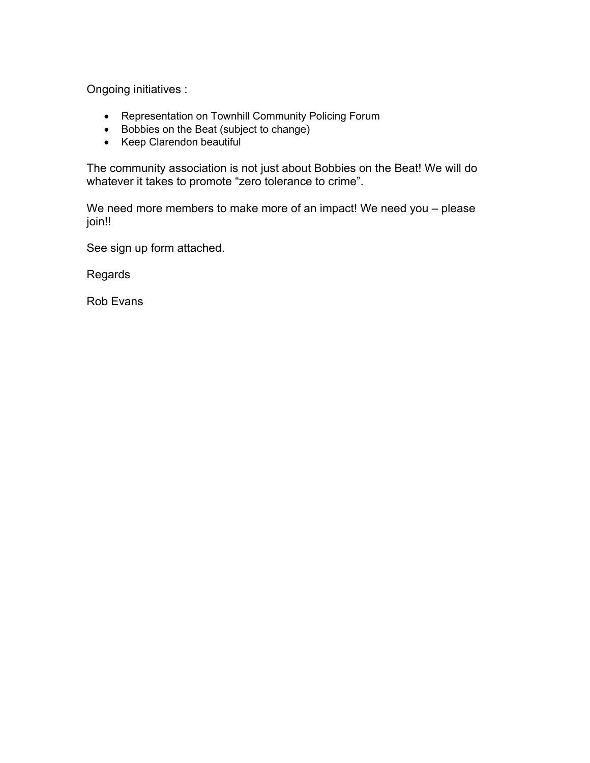Ongoing initiatives :

- Representation on Townhill Community Policing Forum
- Bobbies on the Beat (subject to change)
- Keep Clarendon beautiful

The community association is not just about Bobbies on the Beat! We will do whatever it takes to promote "zero tolerance to crime".

We need more members to make more of an impact! We need you – please join!!

See sign up form attached.

Regards

Rob Evans